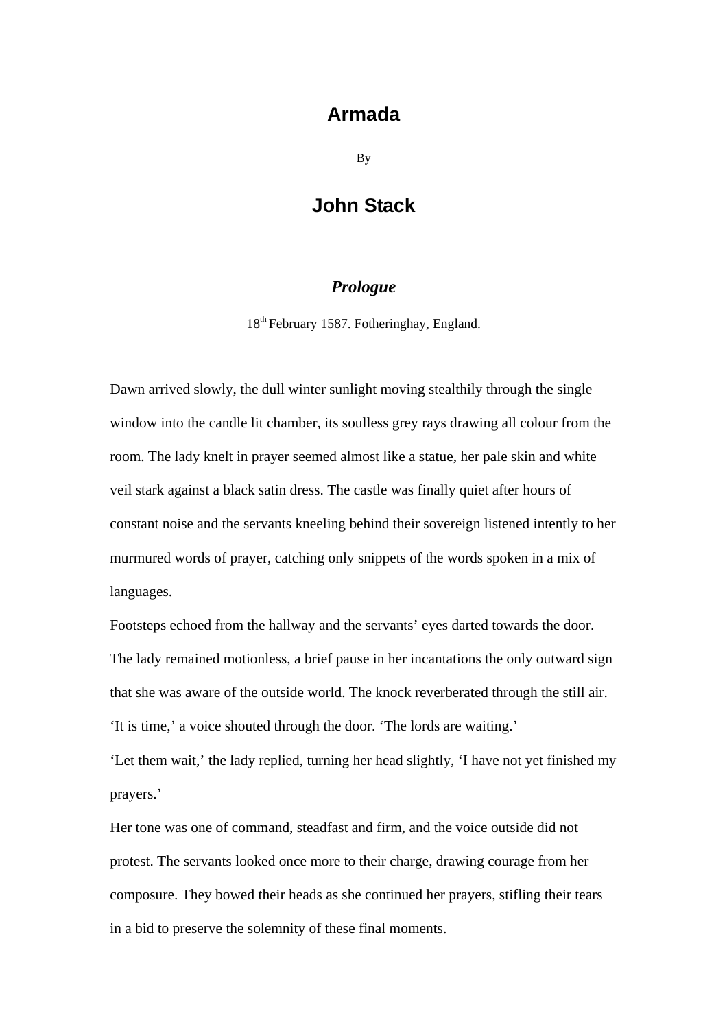# Armada

By

## John Stack

### *Prologue*

18th February 1587. Fotheringhay, England.

Dawn arrived slowly, the dull winter sunlight moving stealthily through the single window into the candle lit chamber, its soulless grey rays drawing all colour from the room. The lady knelt in prayer seemed almost like a statue, her pale skin and white veil stark against a black satin dress. The castle was finally quiet after hours of constant noise and the servants kneeling behind their sovereign listened intently to her murmured words of prayer, catching only snippets of the words spoken in a mix of languages.

Footsteps echoed from the hallway and the servants' eyes darted towards the door. The lady remained motionless, a brief pause in her incantations the only outward sign that she was aware of the outside world. The knock reverberated through the still air.

'It is time,' a voice shouted through the door. 'The lords are waiting.'

'Let them wait,' the lady replied, turning her head slightly, 'I have not yet finished my prayers.'

Her tone was one of command, steadfast and firm, and the voice outside did not protest. The servants looked once more to their charge, drawing courage from her composure. They bowed their heads as she continued her prayers, stifling their tears in a bid to preserve the solemnity of these final moments.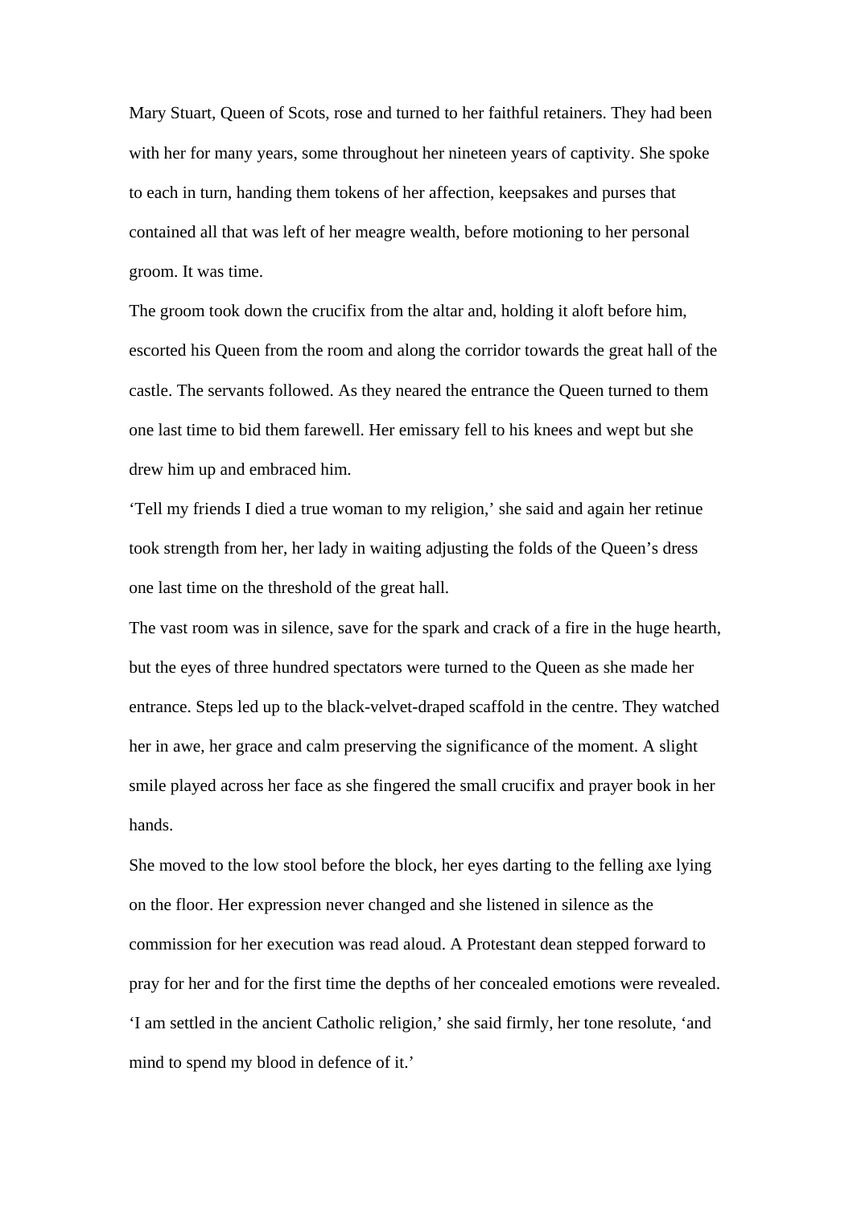Mary Stuart, Queen of Scots, rose and turned to her faithful retainers. They had been with her for many years, some throughout her nineteen years of captivity. She spoke to each in turn, handing them tokens of her affection, keepsakes and purses that contained all that was left of her meagre wealth, before motioning to her personal groom. It was time.

The groom took down the crucifix from the altar and, holding it aloft before him, escorted his Queen from the room and along the corridor towards the great hall of the castle. The servants followed. As they neared the entrance the Queen turned to them one last time to bid them farewell. Her emissary fell to his knees and wept but she drew him up and embraced him.

'Tell my friends I died a true woman to my religion,' she said and again her retinue took strength from her, her lady in waiting adjusting the folds of the Queen's dress one last time on the threshold of the great hall.

The vast room was in silence, save for the spark and crack of a fire in the huge hearth, but the eyes of three hundred spectators were turned to the Queen as she made her entrance. Steps led up to the black-velvet-draped scaffold in the centre. They watched her in awe, her grace and calm preserving the significance of the moment. A slight smile played across her face as she fingered the small crucifix and prayer book in her hands.

She moved to the low stool before the block, her eyes darting to the felling axe lying on the floor. Her expression never changed and she listened in silence as the commission for her execution was read aloud. A Protestant dean stepped forward to pray for her and for the first time the depths of her concealed emotions were revealed.

'I am settled in the ancient Catholic religion,' she said firmly, her tone resolute, 'and mind to spend my blood in defence of it.'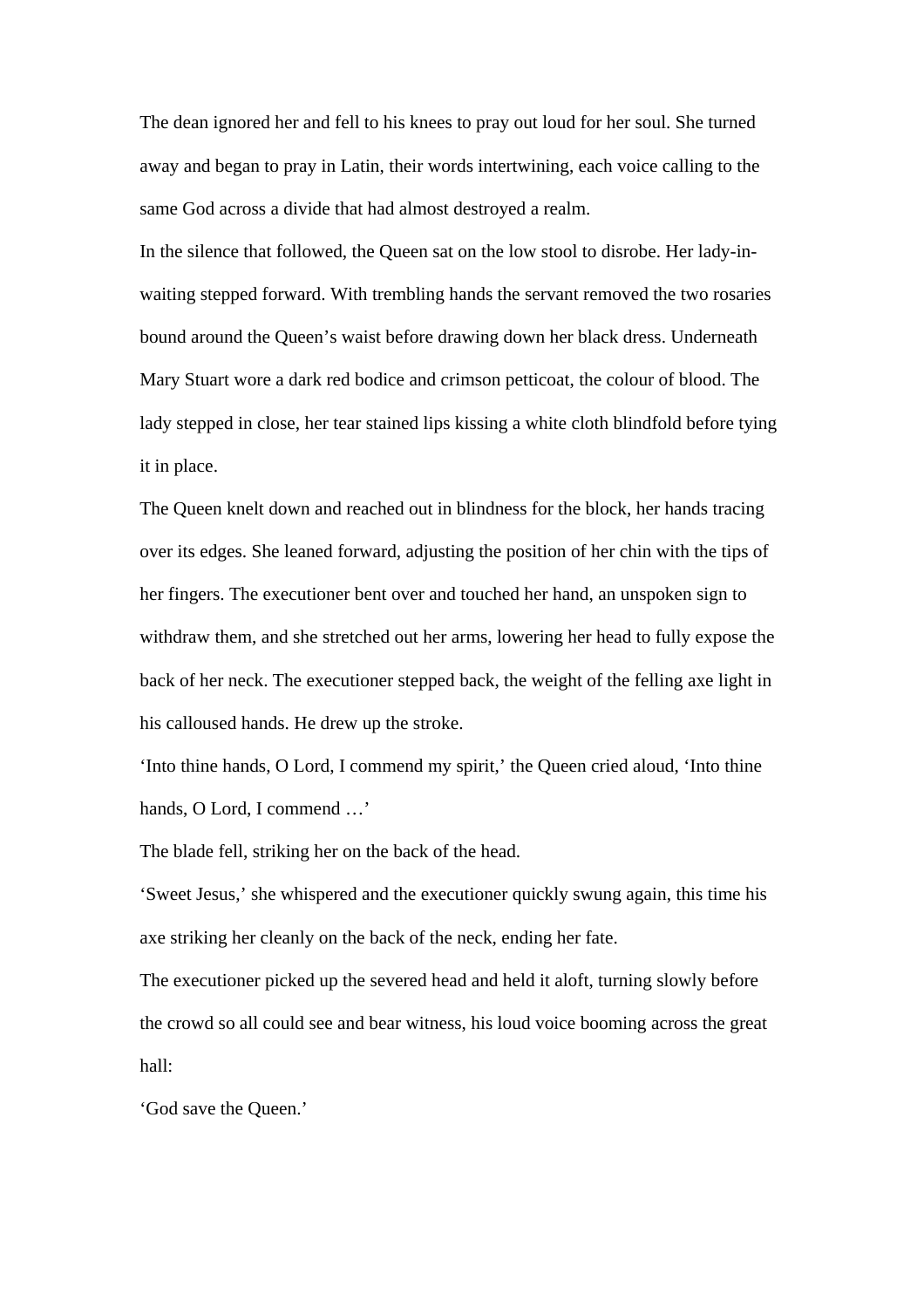The dean ignored her and fell to his knees to pray out loud for her soul. She turned away and began to pray in Latin, their words intertwining, each voice calling to the same God across a divide that had almost destroyed a realm.

In the silence that followed, the Queen sat on the low stool to disrobe. Her lady-in-waiting stepped forward. With trembling hands the servant removed the two rosaries bound around the Queen's waist before drawing down her black dress. Underneath Mary Stuart wore a dark red bodice and crimson petticoat, the colour of blood. The lady stepped in close, her tear stained lips kissing a white cloth blindfold before tying it in place.

The Queen knelt down and reached out in blindness for the block, her hands tracing over its edges. She leaned forward, adjusting the position of her chin with the tips of her fingers. The executioner bent over and touched her hand, an unspoken sign to withdraw them, and she stretched out her arms, lowering her head to fully expose the back of her neck. The executioner stepped back, the weight of the felling axe light in his calloused hands. He drew up the stroke.

'Into thine hands, O Lord, I commend my spirit,' the Queen cried aloud, 'Into thine hands, O Lord, I commend …'

The blade fell, striking her on the back of the head.

'Sweet Jesus,' she whispered and the executioner quickly swung again, this time his axe striking her cleanly on the back of the neck, ending her fate.

The executioner picked up the severed head and held it aloft, turning slowly before the crowd so all could see and bear witness, his loud voice booming across the great hall:

'God save the Queen.'